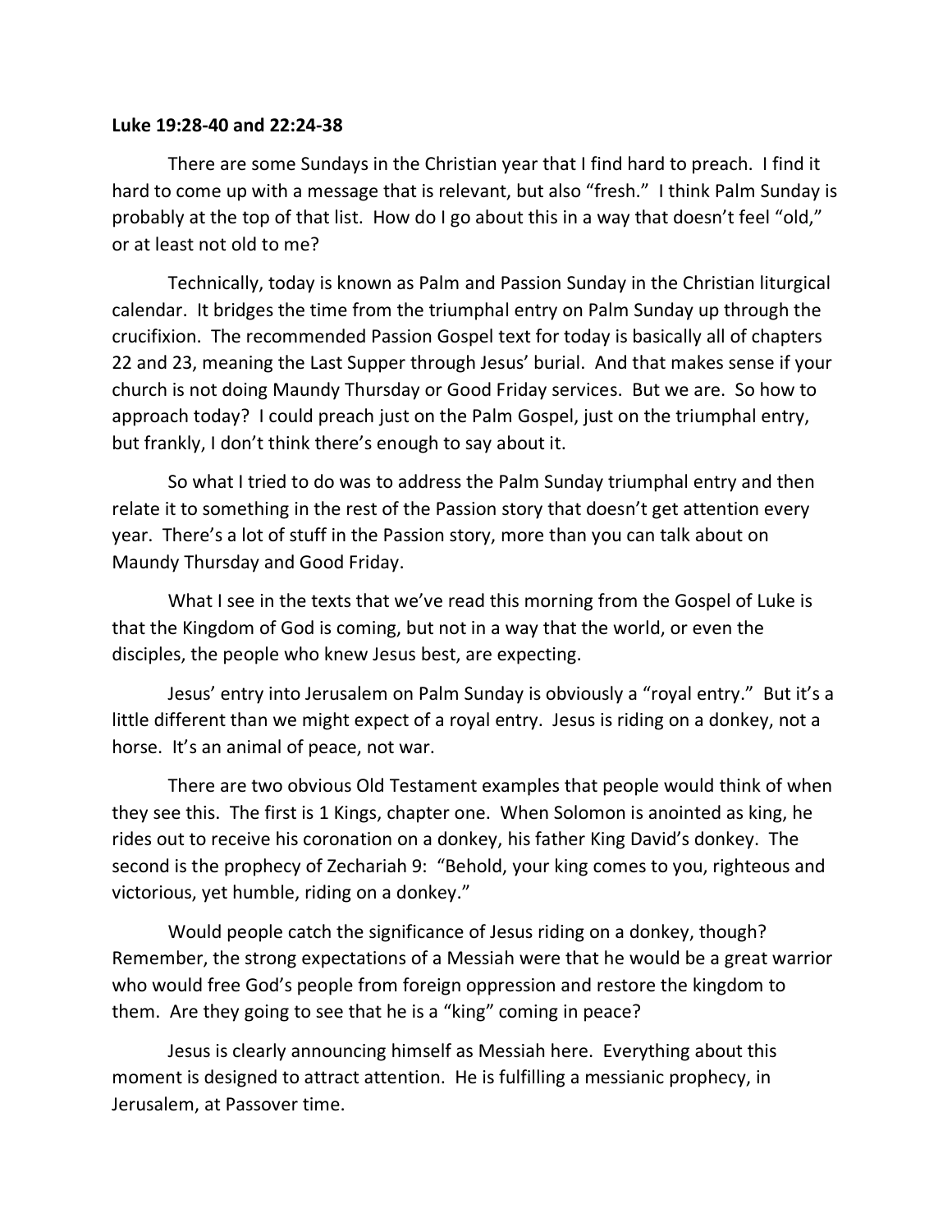**Luke 19:28-40 and 22:24-38**

There are some Sundays in the Christian year that I find hard to preach. I find it hard to come up with a message that is relevant, but also "fresh." I think Palm Sunday is probably at the top of that list. How do I go about this in a way that doesn't feel "old," or at least not old to me?

Technically, today is known as Palm and Passion Sunday in the Christian liturgical calendar. It bridges the time from the triumphal entry on Palm Sunday up through the crucifixion. The recommended Passion Gospel text for today is basically all of chapters 22 and 23, meaning the Last Supper through Jesus' burial. And that makes sense if your church is not doing Maundy Thursday or Good Friday services. But we are. So how to approach today? I could preach just on the Palm Gospel, just on the triumphal entry, but frankly, I don't think there's enough to say about it.

So what I tried to do was to address the Palm Sunday triumphal entry and then relate it to something in the rest of the Passion story that doesn't get attention every year. There's a lot of stuff in the Passion story, more than you can talk about on Maundy Thursday and Good Friday.

What I see in the texts that we've read this morning from the Gospel of Luke is that the Kingdom of God is coming, but not in a way that the world, or even the disciples, the people who knew Jesus best, are expecting.

Jesus' entry into Jerusalem on Palm Sunday is obviously a "royal entry." But it's a little different than we might expect of a royal entry. Jesus is riding on a donkey, not a horse. It's an animal of peace, not war.

There are two obvious Old Testament examples that people would think of when they see this. The first is 1 Kings, chapter one. When Solomon is anointed as king, he rides out to receive his coronation on a donkey, his father King David's donkey. The second is the prophecy of Zechariah 9: "Behold, your king comes to you, righteous and victorious, yet humble, riding on a donkey."

Would people catch the significance of Jesus riding on a donkey, though? Remember, the strong expectations of a Messiah were that he would be a great warrior who would free God's people from foreign oppression and restore the kingdom to them. Are they going to see that he is a "king" coming in peace?

Jesus is clearly announcing himself as Messiah here. Everything about this moment is designed to attract attention. He is fulfilling a messianic prophecy, in Jerusalem, at Passover time.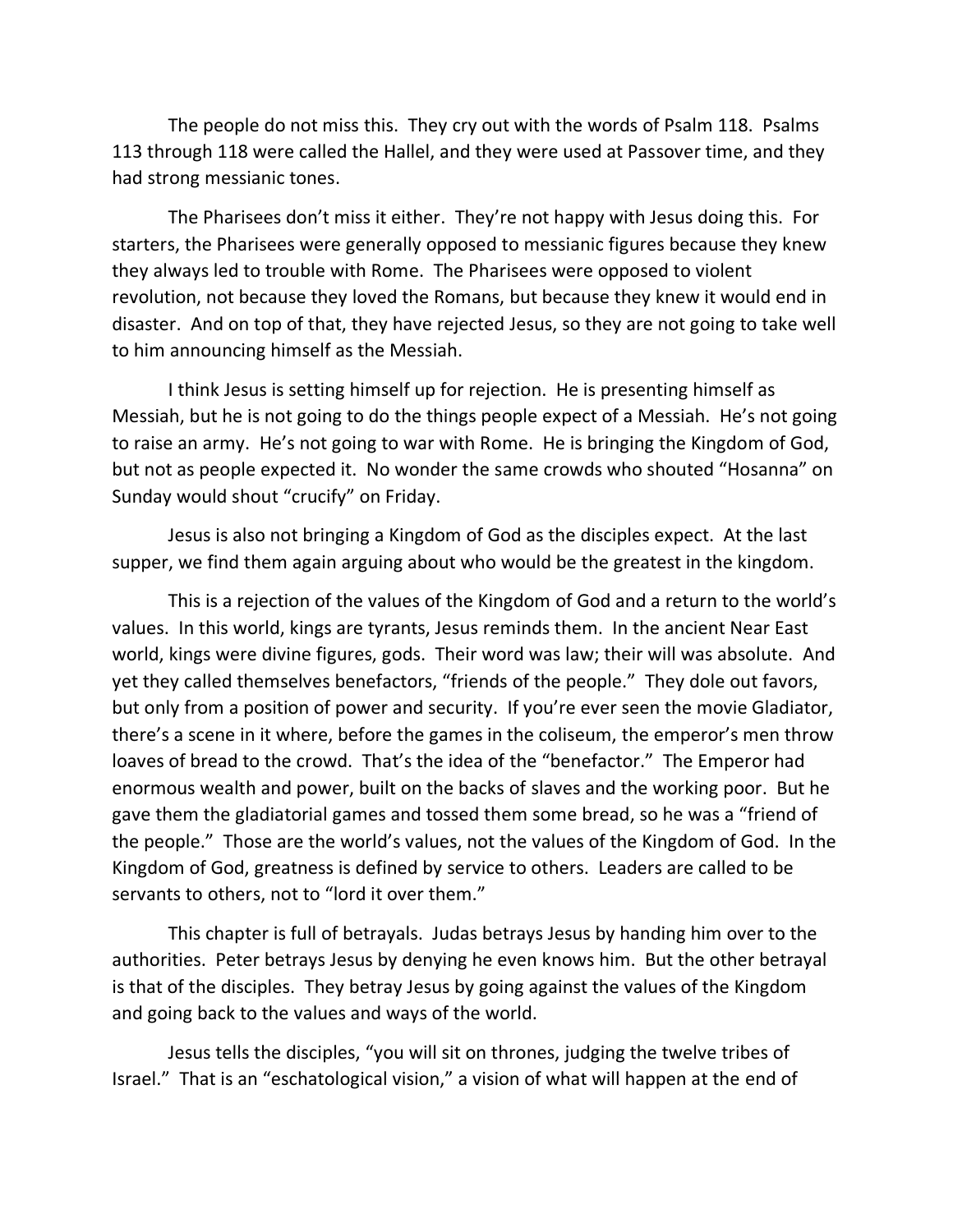The people do not miss this. They cry out with the words of Psalm 118. Psalms 113 through 118 were called the Hallel, and they were used at Passover time, and they had strong messianic tones.

The Pharisees don't miss it either. They're not happy with Jesus doing this. For starters, the Pharisees were generally opposed to messianic figures because they knew they always led to trouble with Rome. The Pharisees were opposed to violent revolution, not because they loved the Romans, but because they knew it would end in disaster. And on top of that, they have rejected Jesus, so they are not going to take well to him announcing himself as the Messiah.

I think Jesus is setting himself up for rejection. He is presenting himself as Messiah, but he is not going to do the things people expect of a Messiah. He's not going to raise an army. He's not going to war with Rome. He is bringing the Kingdom of God, but not as people expected it. No wonder the same crowds who shouted "Hosanna" on Sunday would shout "crucify" on Friday.

Jesus is also not bringing a Kingdom of God as the disciples expect. At the last supper, we find them again arguing about who would be the greatest in the kingdom.

This is a rejection of the values of the Kingdom of God and a return to the world's values. In this world, kings are tyrants, Jesus reminds them. In the ancient Near East world, kings were divine figures, gods. Their word was law; their will was absolute. And yet they called themselves benefactors, "friends of the people." They dole out favors, but only from a position of power and security. If you're ever seen the movie Gladiator, there's a scene in it where, before the games in the coliseum, the emperor's men throw loaves of bread to the crowd. That's the idea of the "benefactor." The Emperor had enormous wealth and power, built on the backs of slaves and the working poor. But he gave them the gladiatorial games and tossed them some bread, so he was a "friend of the people." Those are the world's values, not the values of the Kingdom of God. In the Kingdom of God, greatness is defined by service to others. Leaders are called to be servants to others, not to "lord it over them."

This chapter is full of betrayals. Judas betrays Jesus by handing him over to the authorities. Peter betrays Jesus by denying he even knows him. But the other betrayal is that of the disciples. They betray Jesus by going against the values of the Kingdom and going back to the values and ways of the world.

Jesus tells the disciples, "you will sit on thrones, judging the twelve tribes of Israel." That is an "eschatological vision," a vision of what will happen at the end of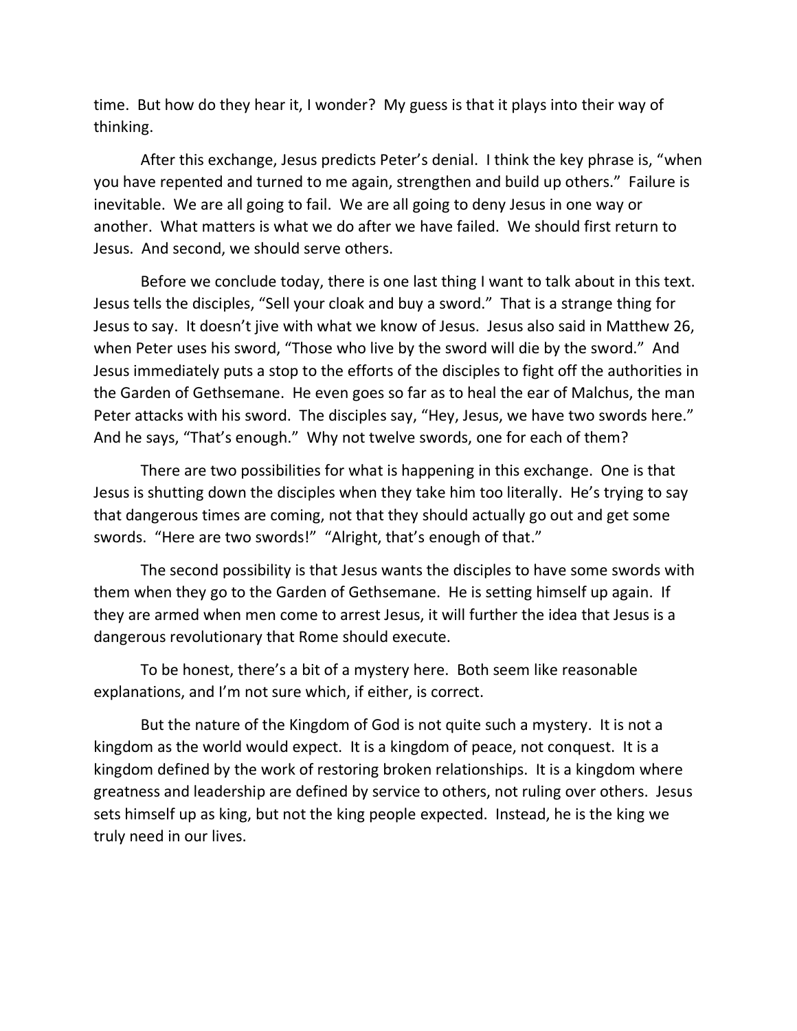time. But how do they hear it, I wonder? My guess is that it plays into their way of thinking.

After this exchange, Jesus predicts Peter's denial. I think the key phrase is, "when you have repented and turned to me again, strengthen and build up others." Failure is inevitable. We are all going to fail. We are all going to deny Jesus in one way or another. What matters is what we do after we have failed. We should first return to Jesus. And second, we should serve others.

Before we conclude today, there is one last thing I want to talk about in this text. Jesus tells the disciples, "Sell your cloak and buy a sword." That is a strange thing for Jesus to say. It doesn't jive with what we know of Jesus. Jesus also said in Matthew 26, when Peter uses his sword, "Those who live by the sword will die by the sword." And Jesus immediately puts a stop to the efforts of the disciples to fight off the authorities in the Garden of Gethsemane. He even goes so far as to heal the ear of Malchus, the man Peter attacks with his sword. The disciples say, "Hey, Jesus, we have two swords here." And he says, "That's enough." Why not twelve swords, one for each of them?

There are two possibilities for what is happening in this exchange. One is that Jesus is shutting down the disciples when they take him too literally. He's trying to say that dangerous times are coming, not that they should actually go out and get some swords. "Here are two swords!" "Alright, that's enough of that."

The second possibility is that Jesus wants the disciples to have some swords with them when they go to the Garden of Gethsemane. He is setting himself up again. If they are armed when men come to arrest Jesus, it will further the idea that Jesus is a dangerous revolutionary that Rome should execute.

To be honest, there's a bit of a mystery here. Both seem like reasonable explanations, and I'm not sure which, if either, is correct.

But the nature of the Kingdom of God is not quite such a mystery. It is not a kingdom as the world would expect. It is a kingdom of peace, not conquest. It is a kingdom defined by the work of restoring broken relationships. It is a kingdom where greatness and leadership are defined by service to others, not ruling over others. Jesus sets himself up as king, but not the king people expected. Instead, he is the king we truly need in our lives.